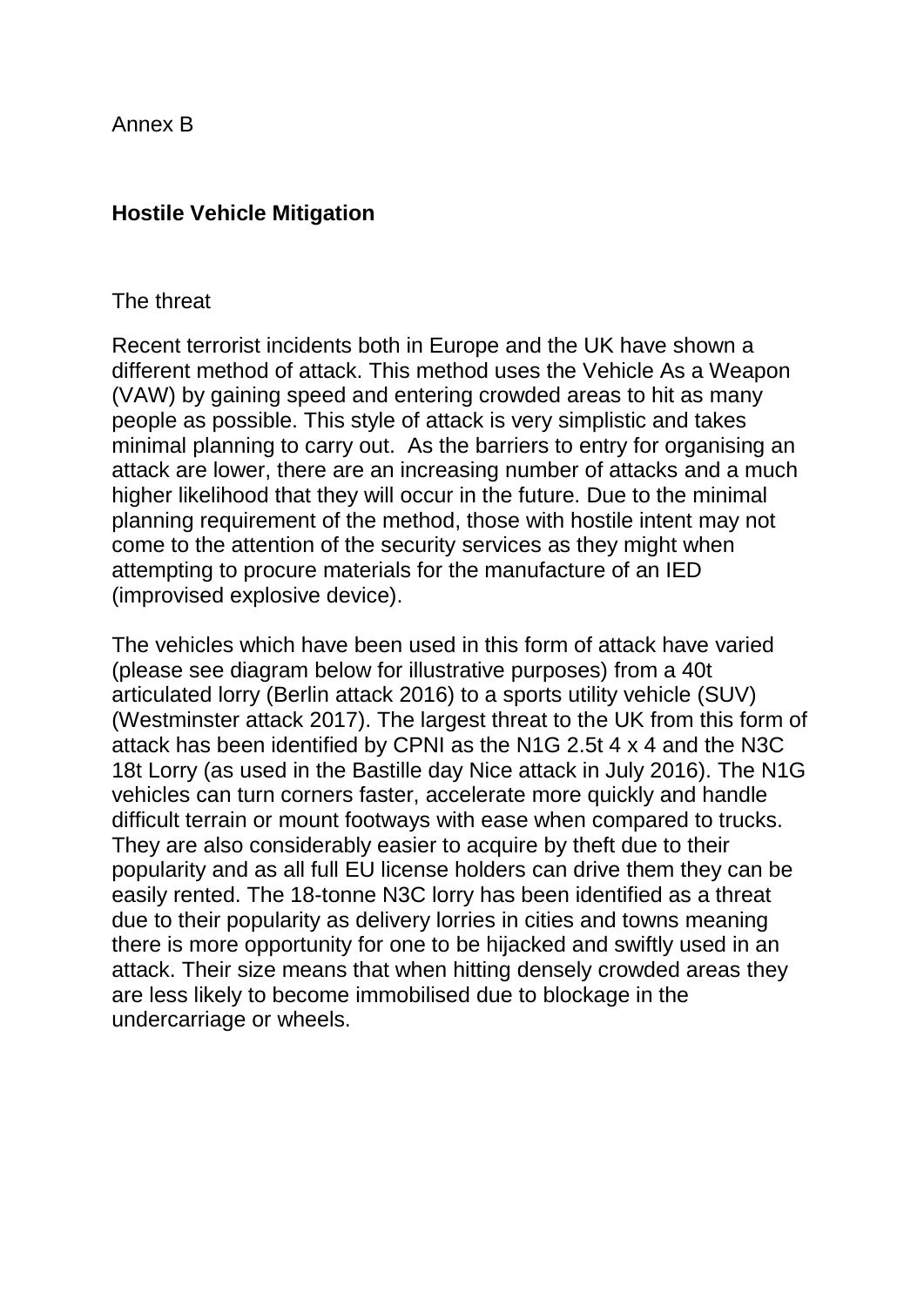Annex B

## Hostile Vehicle Mitigation

The threat

Recent terrorist incidents both in Europe and the UK have shown a different method of attack. This method uses the Vehicle As a Weapon (VAW) by gaining speed and entering crowded areas to hit as many people as possible. This style of attack is very simplistic and takes minimal planning to carry out. As the barriers to entry for organising an attack are lower, there are an increasing number of attacks and a much higher likelihood that they will occur in the future. Due to the minimal planning requirement of the method, those with hostile intent may not come to the attention of the security services as they might when attempting to procure materials for the manufacture of an IED (improvised explosive device).

The vehicles which have been used in this form of attack have varied (please see diagram below for illustrative purposes) from a 40t articulated lorry (Berlin attack 2016) to a sports utility vehicle (SUV) (Westminster attack 2017). The largest threat to the UK from this form of attack has been identified by CPNI as the N1G 2.5t 4 x 4 and the N3C 18t Lorry (as used in the Bastille day Nice attack in July 2016). The N1G vehicles can turn corners faster, accelerate more quickly and handle difficult terrain or mount footways with ease when compared to trucks. They are also considerably easier to acquire by theft due to their popularity and as all full EU license holders can drive them they can be easily rented. The 18-tonne N3C lorry has been identified as a threat due to their popularity as delivery lorries in cities and towns meaning there is more opportunity for one to be hijacked and swiftly used in an attack. Their size means that when hitting densely crowded areas they are less likely to become immobilised due to blockage in the undercarriage or wheels.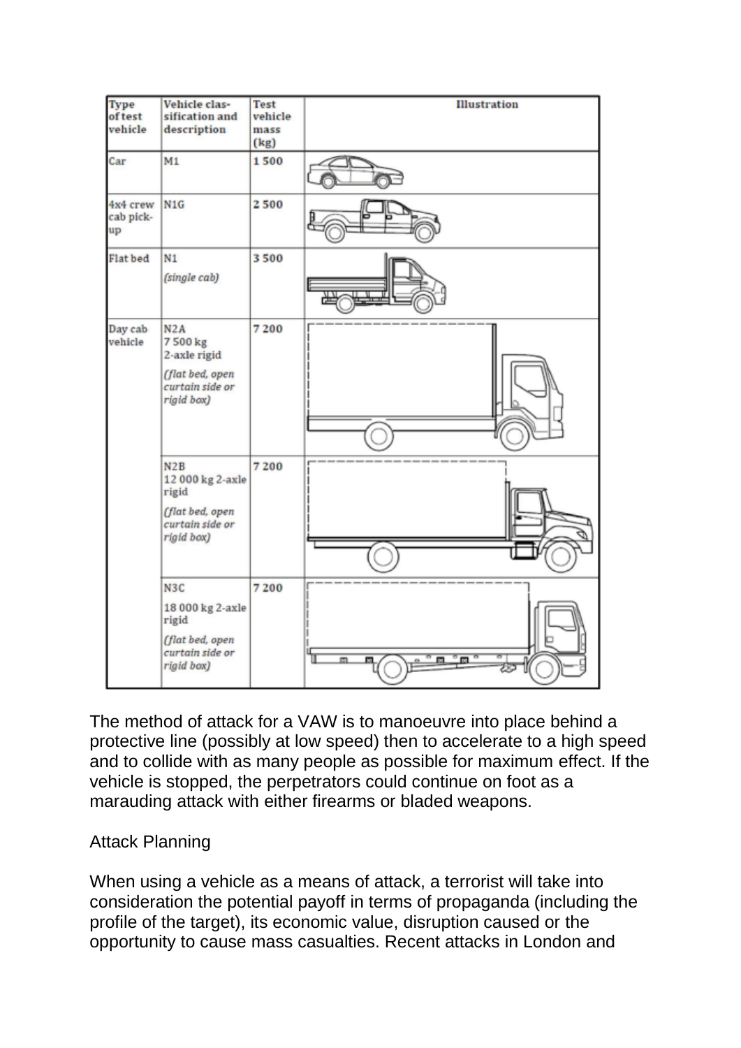| Type of test vehicle | Vehicle classification and description | Test vehicle mass (kg) | Illustration |
|---|---|---|---|
| Car | M1 | 1 500 | |
| 4x4 crew cab pick-up | N1G | 2 500 | |
| Flat bed | N1 *(single cab)* | 3 500 | |
| Day cab vehicle | N2A 7 500 kg 2-axle rigid *(flat bed, open curtain side or rigid box)* | 7 200 | |
| | N2B 12 000 kg 2-axle rigid *(flat bed, open curtain side or rigid box)* | 7 200 | |
| | N3C 18 000 kg 2-axle rigid *(flat bed, open curtain side or rigid box)* | 7 200 | |

The method of attack for a VAW is to manoeuvre into place behind a protective line (possibly at low speed) then to accelerate to a high speed and to collide with as many people as possible for maximum effect. If the vehicle is stopped, the perpetrators could continue on foot as a marauding attack with either firearms or bladed weapons.

Attack Planning

When using a vehicle as a means of attack, a terrorist will take into consideration the potential payoff in terms of propaganda (including the profile of the target), its economic value, disruption caused or the opportunity to cause mass casualties. Recent attacks in London and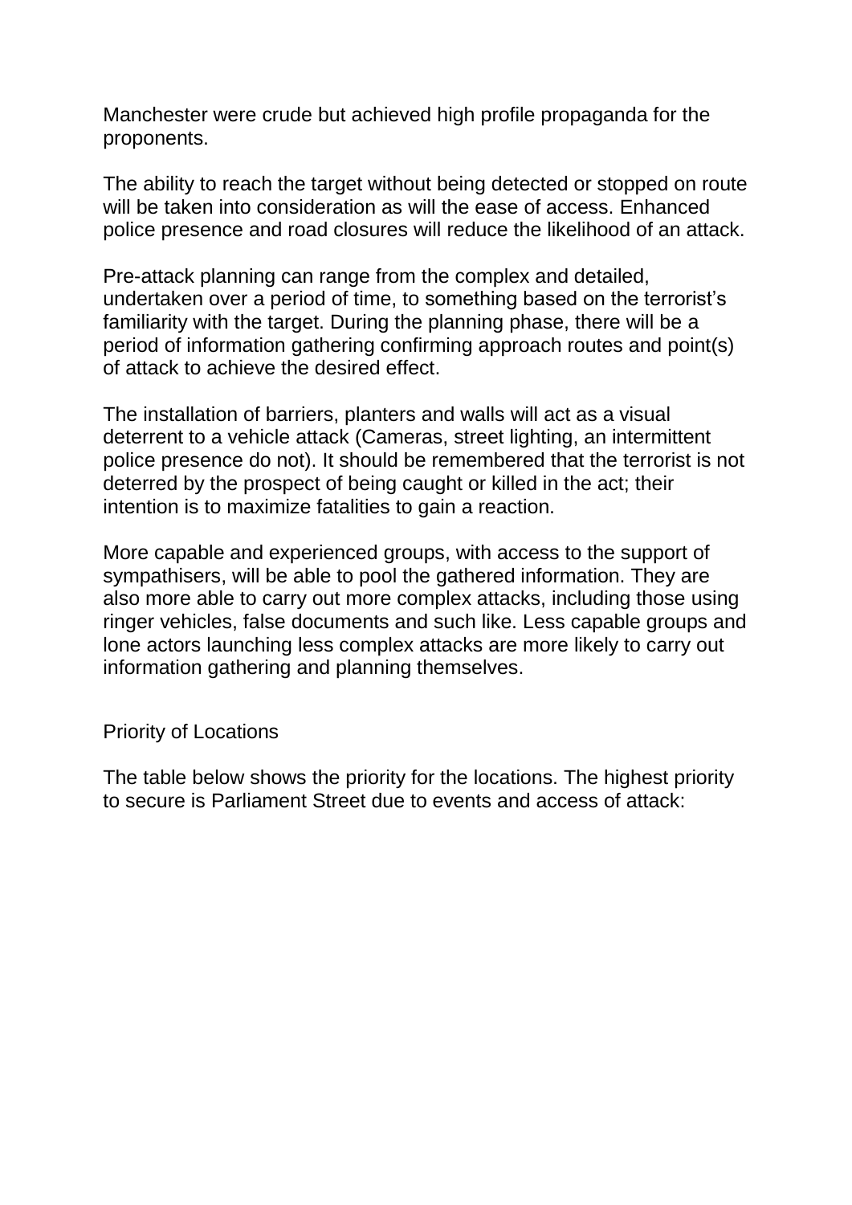Manchester were crude but achieved high profile propaganda for the proponents.

The ability to reach the target without being detected or stopped on route will be taken into consideration as will the ease of access. Enhanced police presence and road closures will reduce the likelihood of an attack.

Pre-attack planning can range from the complex and detailed, undertaken over a period of time, to something based on the terrorist's familiarity with the target. During the planning phase, there will be a period of information gathering confirming approach routes and point(s) of attack to achieve the desired effect.

The installation of barriers, planters and walls will act as a visual deterrent to a vehicle attack (Cameras, street lighting, an intermittent police presence do not). It should be remembered that the terrorist is not deterred by the prospect of being caught or killed in the act; their intention is to maximize fatalities to gain a reaction.

More capable and experienced groups, with access to the support of sympathisers, will be able to pool the gathered information. They are also more able to carry out more complex attacks, including those using ringer vehicles, false documents and such like. Less capable groups and lone actors launching less complex attacks are more likely to carry out information gathering and planning themselves.

## Priority of Locations

The table below shows the priority for the locations. The highest priority to secure is Parliament Street due to events and access of attack: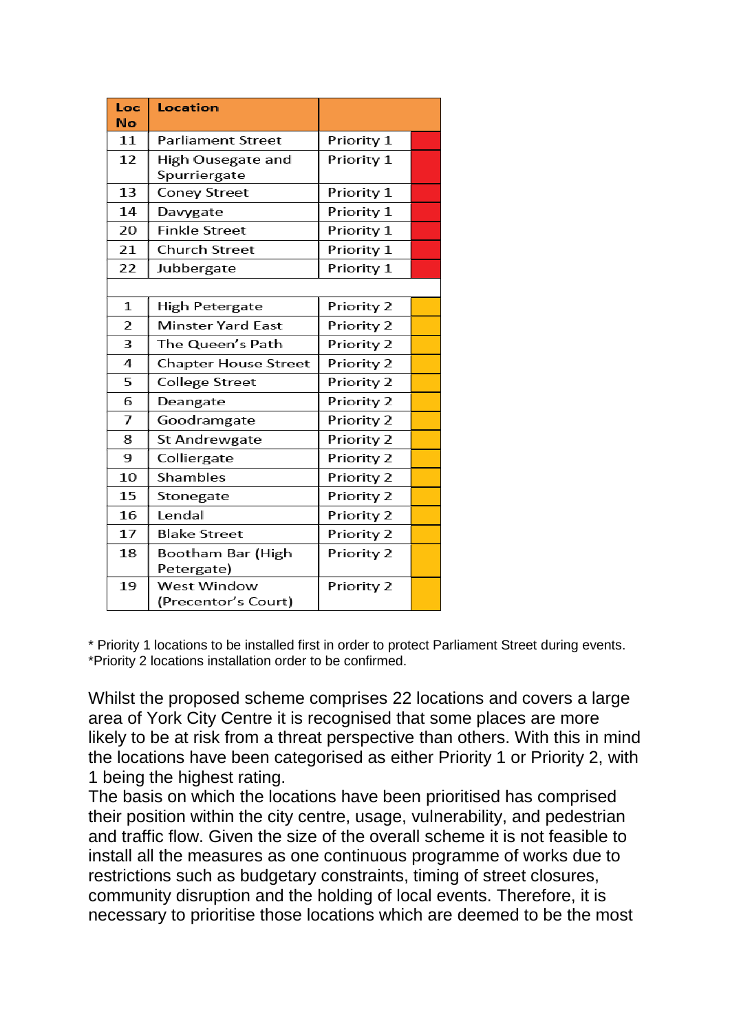| Loc No | Location | | |
|---|---|---|---|
| 11 | Parliament Street | Priority 1 | |
| 12 | High Ousegate and Spurriergate | Priority 1 | |
| 13 | Coney Street | Priority 1 | |
| 14 | Davygate | Priority 1 | |
| 20 | Finkle Street | Priority 1 | |
| 21 | Church Street | Priority 1 | |
| 22 | Jubbergate | Priority 1 | |
| | | | |
| 1 | High Petergate | Priority 2 | |
| 2 | Minster Yard East | Priority 2 | |
| 3 | The Queen's Path | Priority 2 | |
| 4 | Chapter House Street | Priority 2 | |
| 5 | College Street | Priority 2 | |
| 6 | Deangate | Priority 2 | |
| 7 | Goodramgate | Priority 2 | |
| 8 | St Andrewgate | Priority 2 | |
| 9 | Colliergate | Priority 2 | |
| 10 | Shambles | Priority 2 | |
| 15 | Stonegate | Priority 2 | |
| 16 | Lendal | Priority 2 | |
| 17 | Blake Street | Priority 2 | |
| 18 | Bootham Bar (High Petergate) | Priority 2 | |
| 19 | West Window (Precentor's Court) | Priority 2 | |

* Priority 1 locations to be installed first in order to protect Parliament Street during events.
*Priority 2 locations installation order to be confirmed.

Whilst the proposed scheme comprises 22 locations and covers a large area of York City Centre it is recognised that some places are more likely to be at risk from a threat perspective than others. With this in mind the locations have been categorised as either Priority 1 or Priority 2, with 1 being the highest rating.
The basis on which the locations have been prioritised has comprised their position within the city centre, usage, vulnerability, and pedestrian and traffic flow. Given the size of the overall scheme it is not feasible to install all the measures as one continuous programme of works due to restrictions such as budgetary constraints, timing of street closures, community disruption and the holding of local events. Therefore, it is necessary to prioritise those locations which are deemed to be the most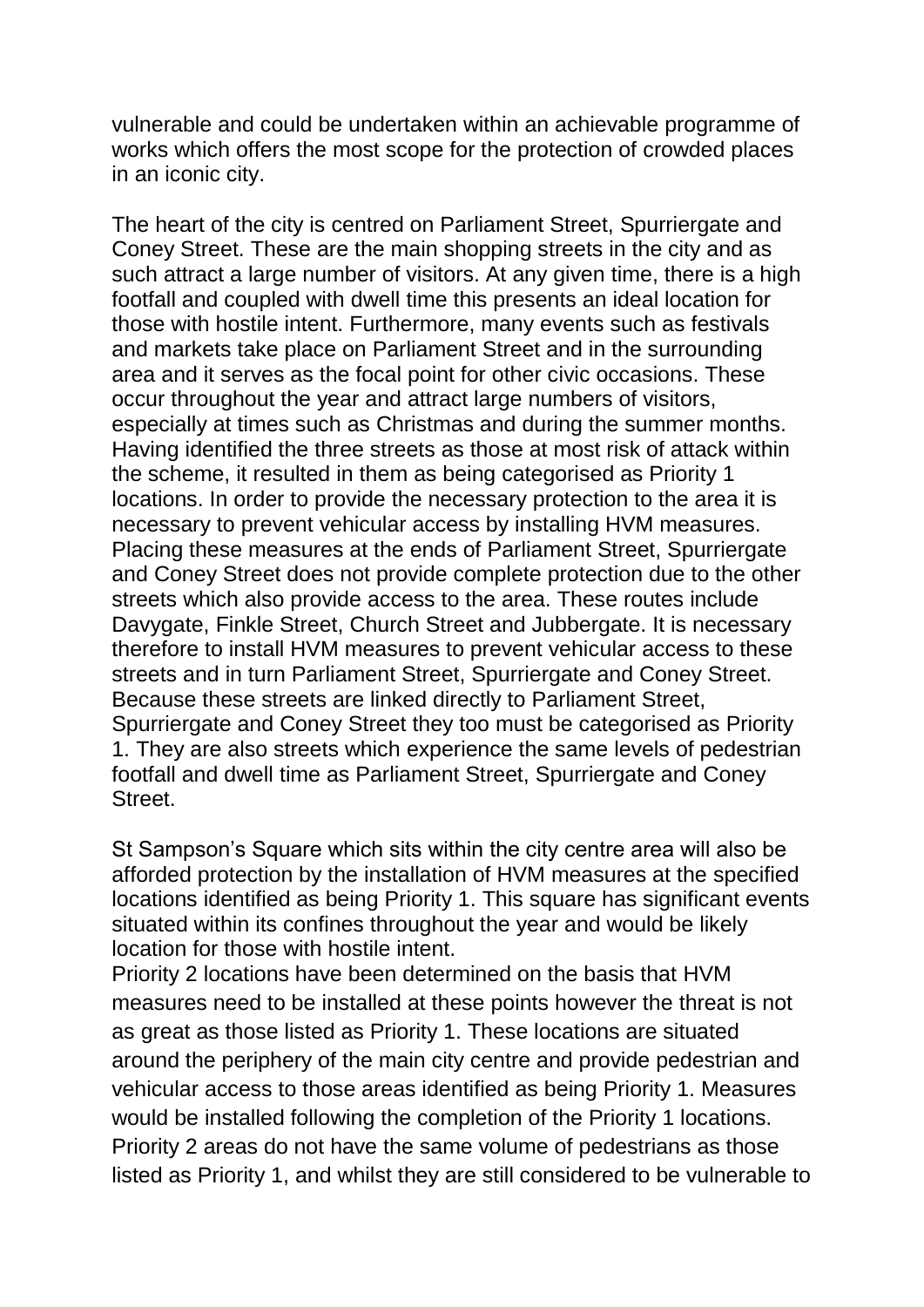vulnerable and could be undertaken within an achievable programme of works which offers the most scope for the protection of crowded places in an iconic city.

The heart of the city is centred on Parliament Street, Spurriergate and Coney Street. These are the main shopping streets in the city and as such attract a large number of visitors. At any given time, there is a high footfall and coupled with dwell time this presents an ideal location for those with hostile intent. Furthermore, many events such as festivals and markets take place on Parliament Street and in the surrounding area and it serves as the focal point for other civic occasions. These occur throughout the year and attract large numbers of visitors, especially at times such as Christmas and during the summer months. Having identified the three streets as those at most risk of attack within the scheme, it resulted in them as being categorised as Priority 1 locations. In order to provide the necessary protection to the area it is necessary to prevent vehicular access by installing HVM measures. Placing these measures at the ends of Parliament Street, Spurriergate and Coney Street does not provide complete protection due to the other streets which also provide access to the area. These routes include Davygate, Finkle Street, Church Street and Jubbergate. It is necessary therefore to install HVM measures to prevent vehicular access to these streets and in turn Parliament Street, Spurriergate and Coney Street. Because these streets are linked directly to Parliament Street, Spurriergate and Coney Street they too must be categorised as Priority 1. They are also streets which experience the same levels of pedestrian footfall and dwell time as Parliament Street, Spurriergate and Coney Street.

St Sampson's Square which sits within the city centre area will also be afforded protection by the installation of HVM measures at the specified locations identified as being Priority 1. This square has significant events situated within its confines throughout the year and would be likely location for those with hostile intent.

Priority 2 locations have been determined on the basis that HVM measures need to be installed at these points however the threat is not as great as those listed as Priority 1. These locations are situated around the periphery of the main city centre and provide pedestrian and vehicular access to those areas identified as being Priority 1. Measures would be installed following the completion of the Priority 1 locations. Priority 2 areas do not have the same volume of pedestrians as those listed as Priority 1, and whilst they are still considered to be vulnerable to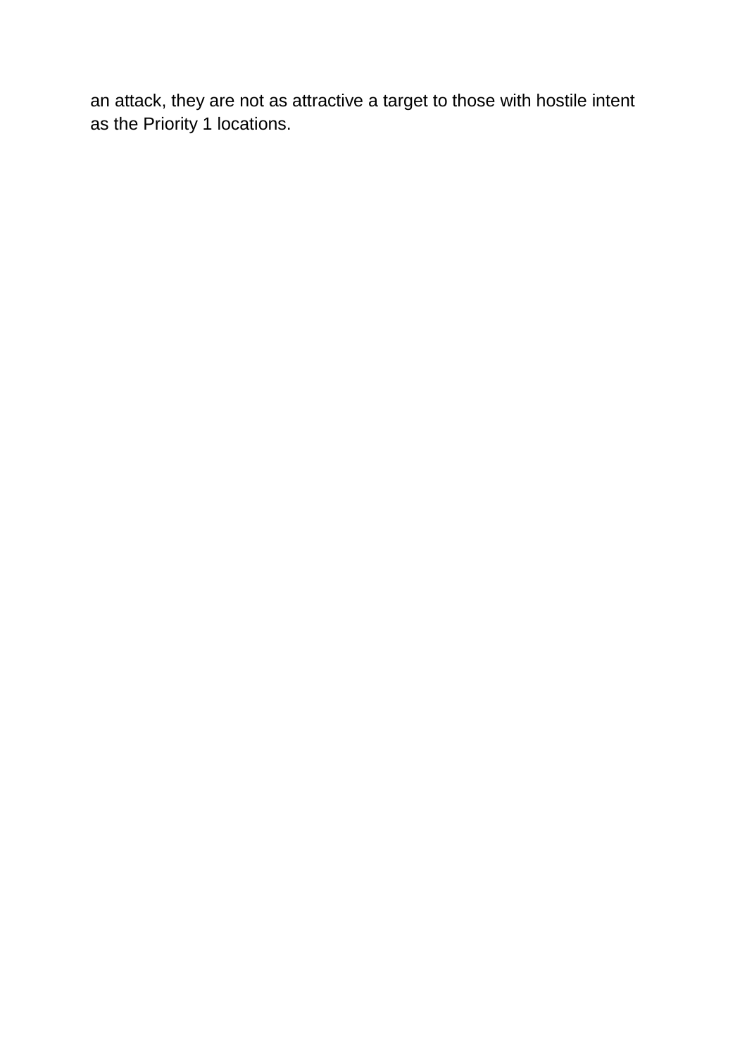an attack, they are not as attractive a target to those with hostile intent as the Priority 1 locations.